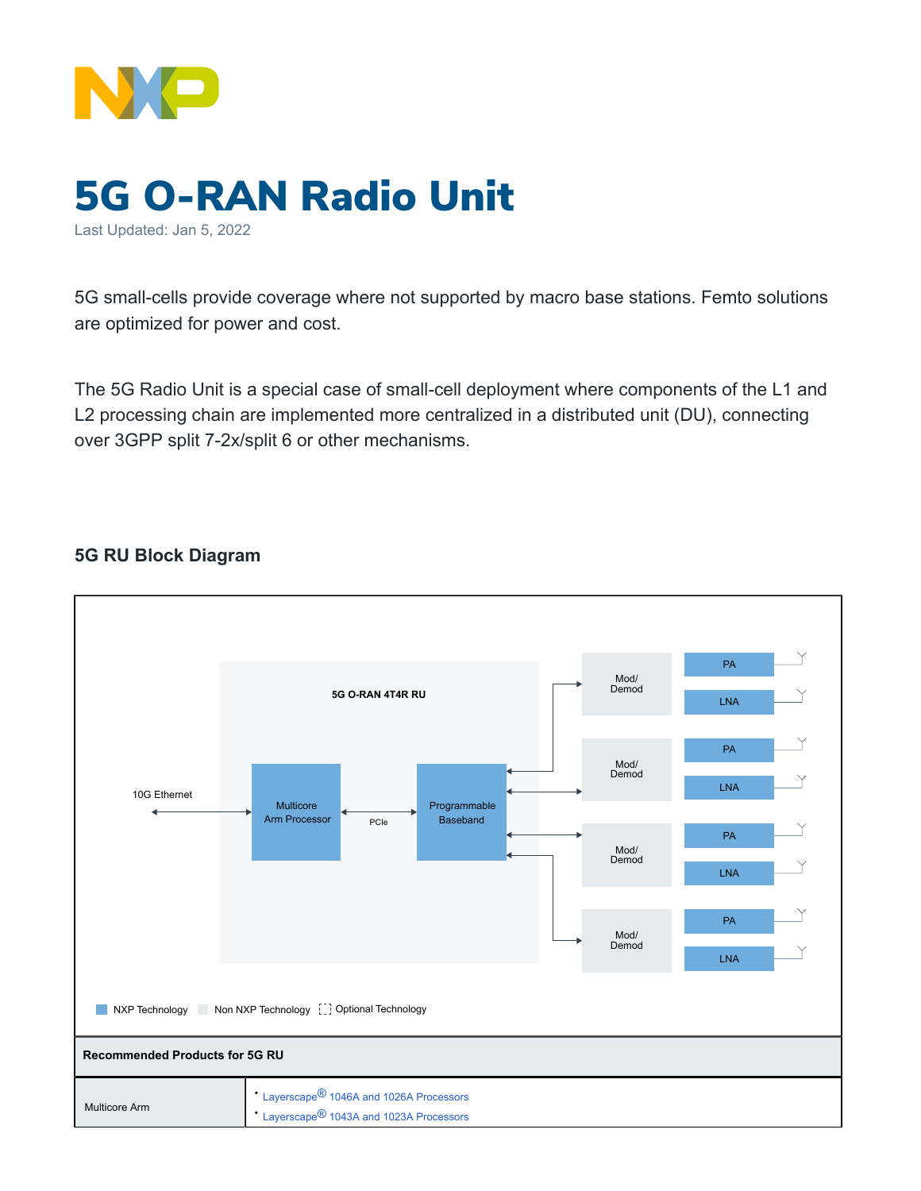# 5G O-RAN Radio Unit

Last Updated: Jan 5, 2022

5G small-cells provide coverage where not supported by macro base stations. Femto solutions are optimized for power and cost.

The 5G Radio Unit is a special case of small-cell deployment where components of the L1 and L2 processing chain are implemented more centralized in a distributed unit (DU), connecting over 3GPP split 7-2x/split 6 or other mechanisms.

## 5G RU Block Diagram

5G O-RAN 4T4R RU

10G Ethernet

Multicore Arm Processor

PCIe

Programmable Baseband

Mod/ Demod

PA

LNA

NXP Technology | Non NXP Technology | Optional Technology

| Recommended Products for 5G RU | |
|---|---|
| Multicore Arm | • Layerscape® 1046A and 1026A Processors<br>• Layerscape® 1043A and 1023A Processors |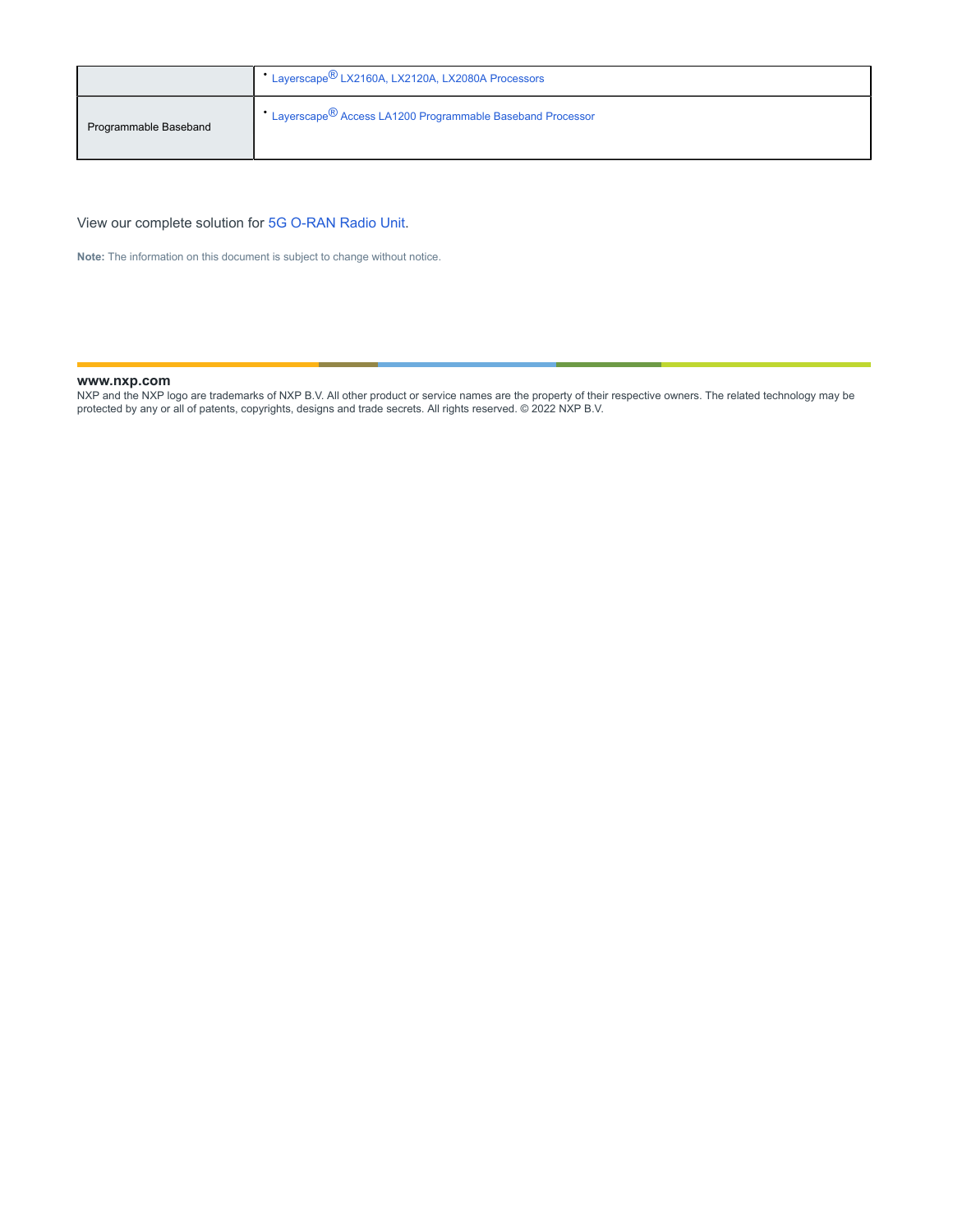| | |
|---|---|
| | • Layerscape® LX2160A, LX2120A, LX2080A Processors |
| Programmable Baseband | • Layerscape® Access LA1200 Programmable Baseband Processor |

View our complete solution for 5G O-RAN Radio Unit.

**Note:** The information on this document is subject to change without notice.

**www.nxp.com**
NXP and the NXP logo are trademarks of NXP B.V. All other product or service names are the property of their respective owners. The related technology may be protected by any or all of patents, copyrights, designs and trade secrets. All rights reserved. © 2022 NXP B.V.